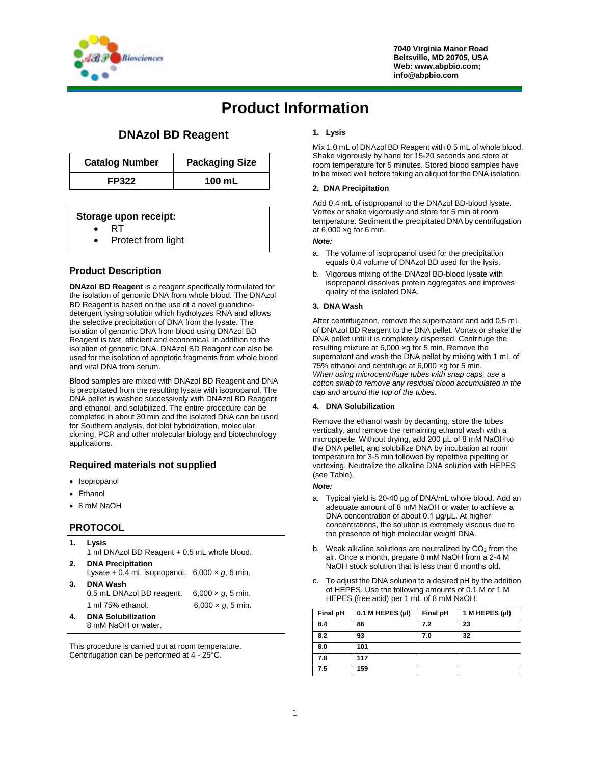7040 Virginia Manor Road
Beltsville, MD 20705, USA
Web: www.abpbio.com;
info@abpbio.com

# Product Information

## DNAzol BD Reagent

| Catalog Number | Packaging Size |
|---|---|
| FP322 | 100 mL |

**Storage upon receipt:**

- RT
- Protect from light

### Product Description

**DNAzol BD Reagent** is a reagent specifically formulated for the isolation of genomic DNA from whole blood. The DNAzol BD Reagent is based on the use of a novel guanidine-detergent lysing solution which hydrolyzes RNA and allows the selective precipitation of DNA from the lysate. The isolation of genomic DNA from blood using DNAzol BD Reagent is fast, efficient and economical. In addition to the isolation of genomic DNA, DNAzol BD Reagent can also be used for the isolation of apoptotic fragments from whole blood and viral DNA from serum.

Blood samples are mixed with DNAzol BD Reagent and DNA is precipitated from the resulting lysate with isopropanol. The DNA pellet is washed successively with DNAzol BD Reagent and ethanol, and solubilized. The entire procedure can be completed in about 30 min and the isolated DNA can be used for Southern analysis, dot blot hybridization, molecular cloning, PCR and other molecular biology and biotechnology applications.

### Required materials not supplied

- Isopropanol
- Ethanol
- 8 mM NaOH

### PROTOCOL

1. **Lysis**
   1 ml DNAzol BD Reagent + 0.5 mL whole blood.
2. **DNA Precipitation**
   Lysate + 0.4 mL isopropanol. 6,000 × *g*, 6 min.
3. **DNA Wash**
   0.5 mL DNAzol BD reagent. 6,000 × *g*, 5 min.
   1 ml 75% ethanol. 6,000 × *g*, 5 min.
4. **DNA Solubilization**
   8 mM NaOH or water.

This procedure is carried out at room temperature. Centrifugation can be performed at 4 - 25°C.

#### 1. Lysis

Mix 1.0 mL of DNAzol BD Reagent with 0.5 mL of whole blood. Shake vigorously by hand for 15-20 seconds and store at room temperature for 5 minutes. Stored blood samples have to be mixed well before taking an aliquot for the DNA isolation.

#### 2. DNA Precipitation

Add 0.4 mL of isopropanol to the DNAzol BD-blood lysate. Vortex or shake vigorously and store for 5 min at room temperature. Sediment the precipitated DNA by centrifugation at 6,000 ×g for 6 min.

***Note:***

a. The volume of isopropanol used for the precipitation equals 0.4 volume of DNAzol BD used for the lysis.
b. Vigorous mixing of the DNAzol BD-blood lysate with isopropanol dissolves protein aggregates and improves quality of the isolated DNA.

#### 3. DNA Wash

After centrifugation, remove the supernatant and add 0.5 mL of DNAzol BD Reagent to the DNA pellet. Vortex or shake the DNA pellet until it is completely dispersed. Centrifuge the resulting mixture at 6,000 ×g for 5 min. Remove the supernatant and wash the DNA pellet by mixing with 1 mL of 75% ethanol and centrifuge at 6,000 ×g for 5 min.
*When using microcentrifuge tubes with snap caps, use a cotton swab to remove any residual blood accumulated in the cap and around the top of the tubes.*

#### 4. DNA Solubilization

Remove the ethanol wash by decanting, store the tubes vertically, and remove the remaining ethanol wash with a micropipette. Without drying, add 200 µL of 8 mM NaOH to the DNA pellet, and solubilize DNA by incubation at room temperature for 3-5 min followed by repetitive pipetting or vortexing. Neutralize the alkaline DNA solution with HEPES (see Table).

***Note:***

a. Typical yield is 20-40 µg of DNA/mL whole blood. Add an adequate amount of 8 mM NaOH or water to achieve a DNA concentration of about 0.1 µg/µL. At higher concentrations, the solution is extremely viscous due to the presence of high molecular weight DNA.
b. Weak alkaline solutions are neutralized by $CO_2$ from the air. Once a month, prepare 8 mM NaOH from a 2-4 M NaOH stock solution that is less than 6 months old.
c. To adjust the DNA solution to a desired pH by the addition of HEPES. Use the following amounts of 0.1 M or 1 M HEPES (free acid) per 1 mL of 8 mM NaOH:

| Final pH | 0.1 M HEPES (µl) | Final pH | 1 M HEPES (µl) |
|---|---|---|---|
| 8.4 | 86 | 7.2 | 23 |
| 8.2 | 93 | 7.0 | 32 |
| 8.0 | 101 | | |
| 7.8 | 117 | | |
| 7.5 | 159 | | |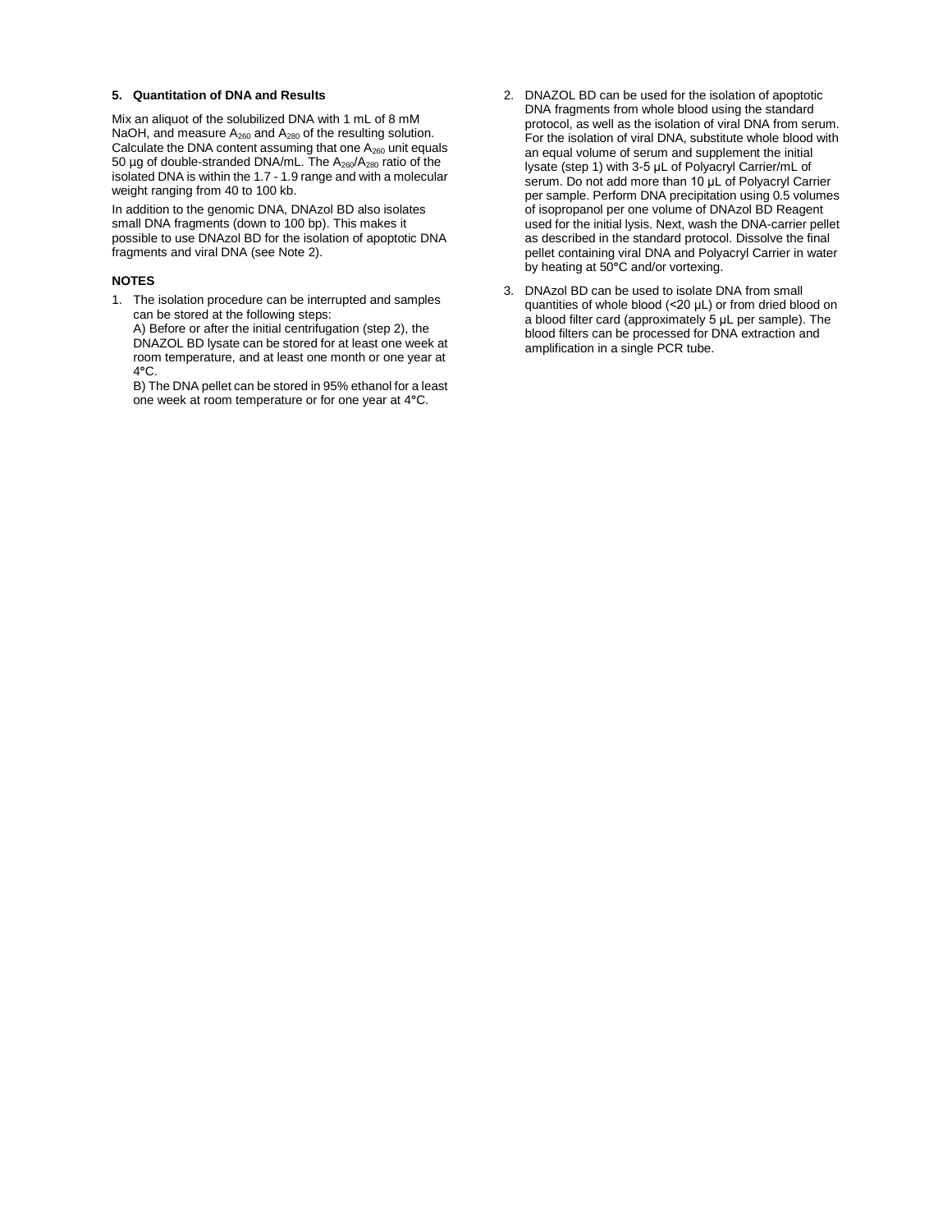### 5. Quantitation of DNA and Results

Mix an aliquot of the solubilized DNA with 1 mL of 8 mM NaOH, and measure $A_{260}$ and $A_{280}$ of the resulting solution. Calculate the DNA content assuming that one $A_{260}$ unit equals 50 µg of double-stranded DNA/mL. The $A_{260}/A_{280}$ ratio of the isolated DNA is within the 1.7 - 1.9 range and with a molecular weight ranging from 40 to 100 kb.

In addition to the genomic DNA, DNAzol BD also isolates small DNA fragments (down to 100 bp). This makes it possible to use DNAzol BD for the isolation of apoptotic DNA fragments and viral DNA (see Note 2).

### NOTES

1. The isolation procedure can be interrupted and samples can be stored at the following steps:
   A) Before or after the initial centrifugation (step 2), the DNAZOL BD lysate can be stored for at least one week at room temperature, and at least one month or one year at 4°C.
   B) The DNA pellet can be stored in 95% ethanol for a least one week at room temperature or for one year at 4°C.
2. DNAZOL BD can be used for the isolation of apoptotic DNA fragments from whole blood using the standard protocol, as well as the isolation of viral DNA from serum. For the isolation of viral DNA, substitute whole blood with an equal volume of serum and supplement the initial lysate (step 1) with 3-5 µL of Polyacryl Carrier/mL of serum. Do not add more than 10 µL of Polyacryl Carrier per sample. Perform DNA precipitation using 0.5 volumes of isopropanol per one volume of DNAzol BD Reagent used for the initial lysis. Next, wash the DNA-carrier pellet as described in the standard protocol. Dissolve the final pellet containing viral DNA and Polyacryl Carrier in water by heating at 50°C and/or vortexing.
3. DNAzol BD can be used to isolate DNA from small quantities of whole blood (<20 µL) or from dried blood on a blood filter card (approximately 5 µL per sample). The blood filters can be processed for DNA extraction and amplification in a single PCR tube.